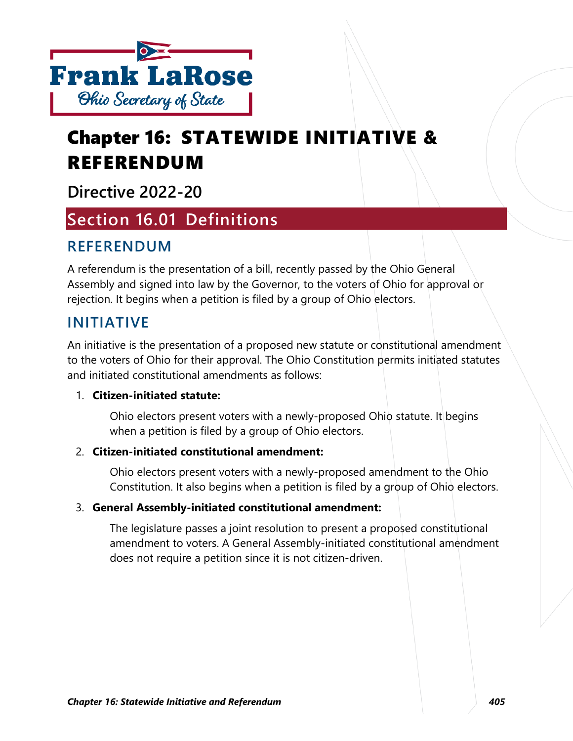Frank LaRose
Ohio Secretary of State

# Chapter 16: STATEWIDE INITIATIVE & REFERENDUM

## Directive 2022-20

## Section 16.01 Definitions

### REFERENDUM

A referendum is the presentation of a bill, recently passed by the Ohio General Assembly and signed into law by the Governor, to the voters of Ohio for approval or rejection. It begins when a petition is filed by a group of Ohio electors.

### INITIATIVE

An initiative is the presentation of a proposed new statute or constitutional amendment to the voters of Ohio for their approval. The Ohio Constitution permits initiated statutes and initiated constitutional amendments as follows:

1. **Citizen-initiated statute:**

   Ohio electors present voters with a newly-proposed Ohio statute. It begins when a petition is filed by a group of Ohio electors.

2. **Citizen-initiated constitutional amendment:**

   Ohio electors present voters with a newly-proposed amendment to the Ohio Constitution. It also begins when a petition is filed by a group of Ohio electors.

3. **General Assembly-initiated constitutional amendment:**

   The legislature passes a joint resolution to present a proposed constitutional amendment to voters. A General Assembly-initiated constitutional amendment does not require a petition since it is not citizen-driven.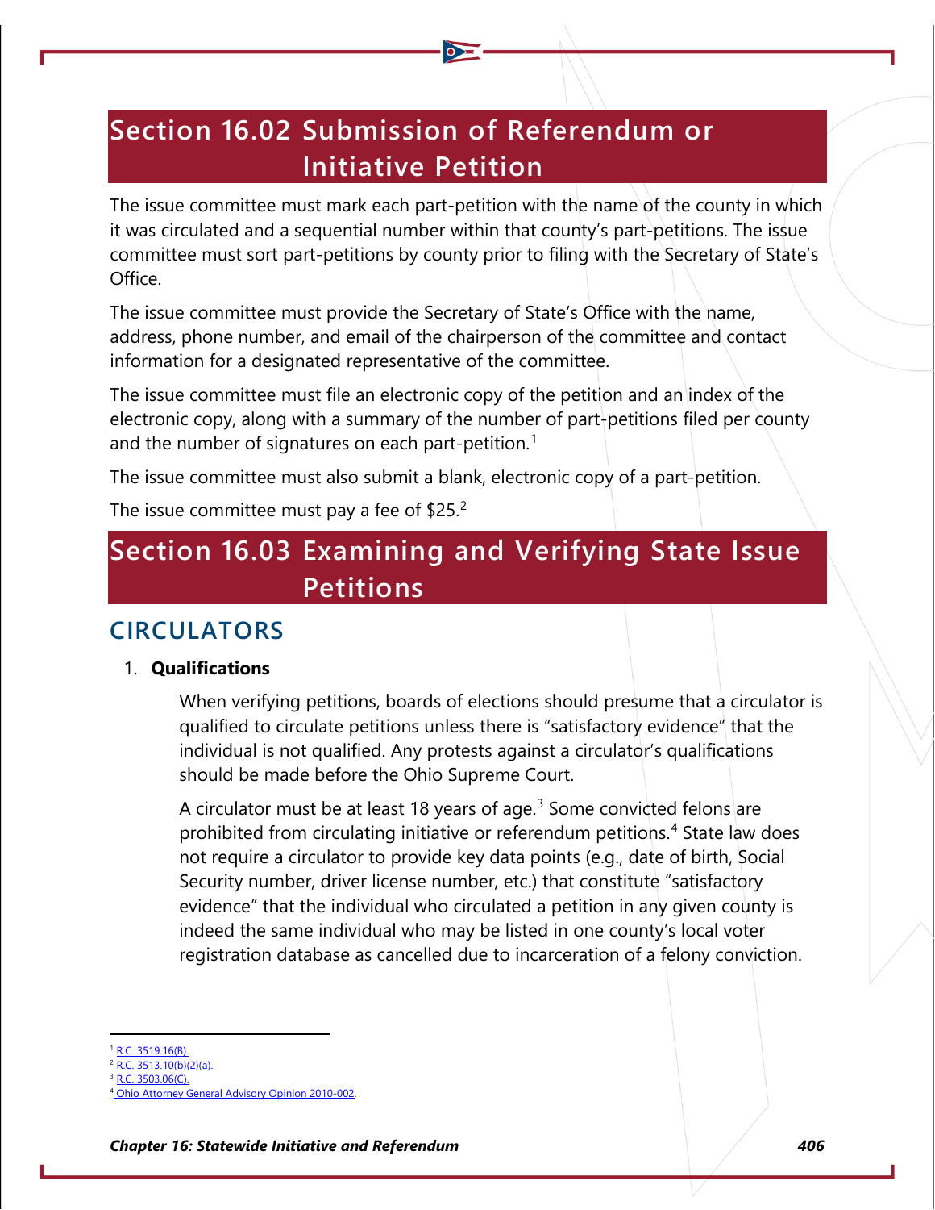## Section 16.02 Submission of Referendum or Initiative Petition

The issue committee must mark each part-petition with the name of the county in which it was circulated and a sequential number within that county's part-petitions. The issue committee must sort part-petitions by county prior to filing with the Secretary of State's Office.

The issue committee must provide the Secretary of State's Office with the name, address, phone number, and email of the chairperson of the committee and contact information for a designated representative of the committee.

The issue committee must file an electronic copy of the petition and an index of the electronic copy, along with a summary of the number of part-petitions filed per county and the number of signatures on each part-petition.[1]

The issue committee must also submit a blank, electronic copy of a part-petition.

The issue committee must pay a fee of $25.[2]

## Section 16.03 Examining and Verifying State Issue Petitions

### CIRCULATORS

1. **Qualifications**

   When verifying petitions, boards of elections should presume that a circulator is qualified to circulate petitions unless there is "satisfactory evidence" that the individual is not qualified. Any protests against a circulator's qualifications should be made before the Ohio Supreme Court.

   A circulator must be at least 18 years of age.[3] Some convicted felons are prohibited from circulating initiative or referendum petitions.[4] State law does not require a circulator to provide key data points (e.g., date of birth, Social Security number, driver license number, etc.) that constitute "satisfactory evidence" that the individual who circulated a petition in any given county is indeed the same individual who may be listed in one county's local voter registration database as cancelled due to incarceration of a felony conviction.

---

[1] R.C. 3519.16(B).
[2] R.C. 3513.10(b)(2)(a).
[3] R.C. 3503.06(C).
[4] Ohio Attorney General Advisory Opinion 2010-002.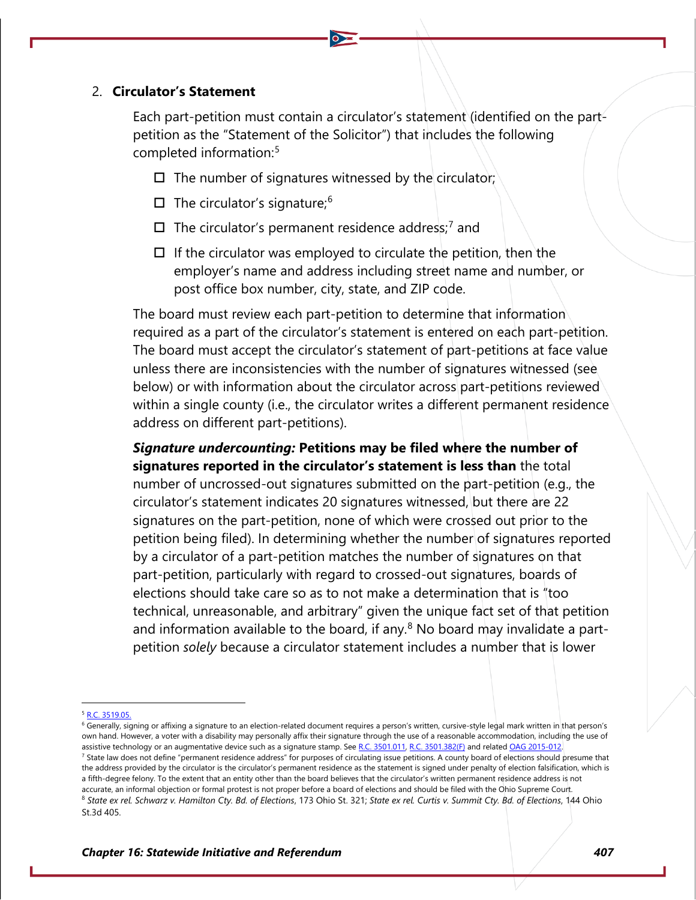2. **Circulator's Statement**

Each part-petition must contain a circulator's statement (identified on the part-petition as the "Statement of the Solicitor") that includes the following completed information:[5]

- ☐ The number of signatures witnessed by the circulator;
- ☐ The circulator's signature;[6]
- ☐ The circulator's permanent residence address;[7] and
- ☐ If the circulator was employed to circulate the petition, then the employer's name and address including street name and number, or post office box number, city, state, and ZIP code.

The board must review each part-petition to determine that information required as a part of the circulator's statement is entered on each part-petition. The board must accept the circulator's statement of part-petitions at face value unless there are inconsistencies with the number of signatures witnessed (see below) or with information about the circulator across part-petitions reviewed within a single county (i.e., the circulator writes a different permanent residence address on different part-petitions).

***Signature undercounting:*** **Petitions may be filed where the number of signatures reported in the circulator's statement is less than** the total number of uncrossed-out signatures submitted on the part-petition (e.g., the circulator's statement indicates 20 signatures witnessed, but there are 22 signatures on the part-petition, none of which were crossed out prior to the petition being filed). In determining whether the number of signatures reported by a circulator of a part-petition matches the number of signatures on that part-petition, particularly with regard to crossed-out signatures, boards of elections should take care so as to not make a determination that is "too technical, unreasonable, and arbitrary" given the unique fact set of that petition and information available to the board, if any.[8] No board may invalidate a part-petition *solely* because a circulator statement includes a number that is lower

---

[5] R.C. 3519.05.

[6] Generally, signing or affixing a signature to an election-related document requires a person's written, cursive-style legal mark written in that person's own hand. However, a voter with a disability may personally affix their signature through the use of a reasonable accommodation, including the use of assistive technology or an augmentative device such as a signature stamp. See R.C. 3501.011, R.C. 3501.382(F) and related OAG 2015-012.

[7] State law does not define "permanent residence address" for purposes of circulating issue petitions. A county board of elections should presume that the address provided by the circulator is the circulator's permanent residence as the statement is signed under penalty of election falsification, which is a fifth-degree felony. To the extent that an entity other than the board believes that the circulator's written permanent residence address is not accurate, an informal objection or formal protest is not proper before a board of elections and should be filed with the Ohio Supreme Court.

[8] *State ex rel. Schwarz v. Hamilton Cty. Bd. of Elections*, 173 Ohio St. 321; *State ex rel. Curtis v. Summit Cty. Bd. of Elections*, 144 Ohio St.3d 405.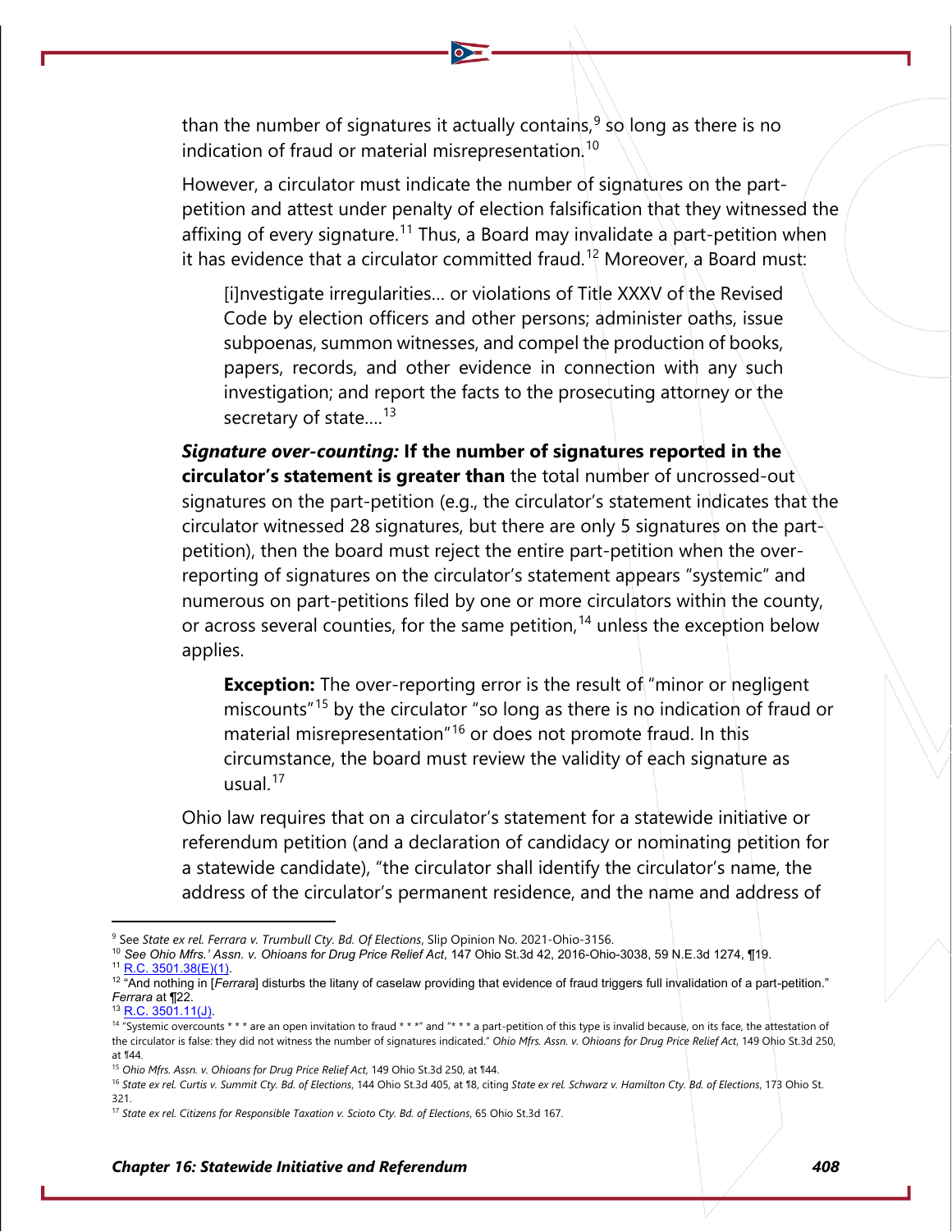than the number of signatures it actually contains,[9] so long as there is no indication of fraud or material misrepresentation.[10]

However, a circulator must indicate the number of signatures on the part-petition and attest under penalty of election falsification that they witnessed the affixing of every signature.[11] Thus, a Board may invalidate a part-petition when it has evidence that a circulator committed fraud.[12] Moreover, a Board must:

> [i]nvestigate irregularities… or violations of Title XXXV of the Revised Code by election officers and other persons; administer oaths, issue subpoenas, summon witnesses, and compel the production of books, papers, records, and other evidence in connection with any such investigation; and report the facts to the prosecuting attorney or the secretary of state….[13]

***Signature over-counting:*** **If the number of signatures reported in the circulator's statement is greater than** the total number of uncrossed-out signatures on the part-petition (e.g., the circulator's statement indicates that the circulator witnessed 28 signatures, but there are only 5 signatures on the part-petition), then the board must reject the entire part-petition when the over-reporting of signatures on the circulator's statement appears "systemic" and numerous on part-petitions filed by one or more circulators within the county, or across several counties, for the same petition,[14] unless the exception below applies.

> **Exception:** The over-reporting error is the result of "minor or negligent miscounts"[15] by the circulator "so long as there is no indication of fraud or material misrepresentation"[16] or does not promote fraud. In this circumstance, the board must review the validity of each signature as usual.[17]

Ohio law requires that on a circulator's statement for a statewide initiative or referendum petition (and a declaration of candidacy or nominating petition for a statewide candidate), "the circulator shall identify the circulator's name, the address of the circulator's permanent residence, and the name and address of

---

[9] See *State ex rel. Ferrara v. Trumbull Cty. Bd. Of Elections*, Slip Opinion No. 2021-Ohio-3156.

[10] *See Ohio Mfrs.' Assn. v. Ohioans for Drug Price Relief Act*, 147 Ohio St.3d 42, 2016-Ohio-3038, 59 N.E.3d 1274, ¶19.

[11] R.C. 3501.38(E)(1).

[12] "And nothing in [*Ferrara*] disturbs the litany of caselaw providing that evidence of fraud triggers full invalidation of a part-petition." *Ferrara* at ¶22.

[13] R.C. 3501.11(J).

[14] "Systemic overcounts * * * are an open invitation to fraud * * *" and "* * * a part-petition of this type is invalid because, on its face, the attestation of the circulator is false: they did not witness the number of signatures indicated." *Ohio Mfrs. Assn. v. Ohioans for Drug Price Relief Act*, 149 Ohio St.3d 250, at ¶44.

[15] *Ohio Mfrs. Assn. v. Ohioans for Drug Price Relief Act*, 149 Ohio St.3d 250, at ¶44.

[16] *State ex rel. Curtis v. Summit Cty. Bd. of Elections*, 144 Ohio St.3d 405, at ¶8, citing *State ex rel. Schwarz v. Hamilton Cty. Bd. of Elections*, 173 Ohio St. 321.

[17] *State ex rel. Citizens for Responsible Taxation v. Scioto Cty. Bd. of Elections*, 65 Ohio St.3d 167.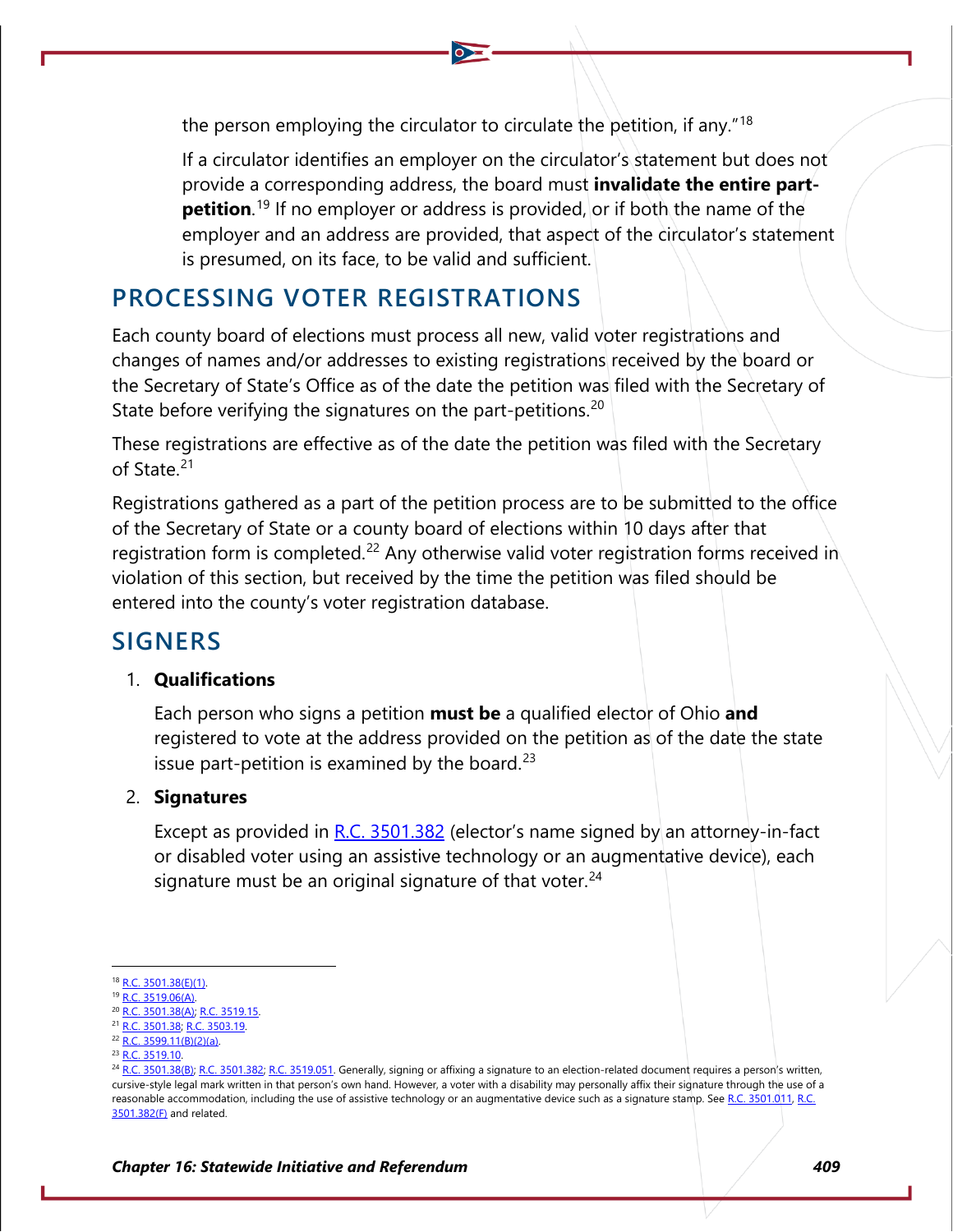the person employing the circulator to circulate the petition, if any."[18]

If a circulator identifies an employer on the circulator's statement but does not provide a corresponding address, the board must **invalidate the entire part-petition**.[19] If no employer or address is provided, or if both the name of the employer and an address are provided, that aspect of the circulator's statement is presumed, on its face, to be valid and sufficient.

## PROCESSING VOTER REGISTRATIONS

Each county board of elections must process all new, valid voter registrations and changes of names and/or addresses to existing registrations received by the board or the Secretary of State's Office as of the date the petition was filed with the Secretary of State before verifying the signatures on the part-petitions.[20]

These registrations are effective as of the date the petition was filed with the Secretary of State.[21]

Registrations gathered as a part of the petition process are to be submitted to the office of the Secretary of State or a county board of elections within 10 days after that registration form is completed.[22] Any otherwise valid voter registration forms received in violation of this section, but received by the time the petition was filed should be entered into the county's voter registration database.

## SIGNERS

1. **Qualifications**

   Each person who signs a petition **must be** a qualified elector of Ohio **and** registered to vote at the address provided on the petition as of the date the state issue part-petition is examined by the board.[23]

2. **Signatures**

   Except as provided in R.C. 3501.382 (elector's name signed by an attorney-in-fact or disabled voter using an assistive technology or an augmentative device), each signature must be an original signature of that voter.[24]

---

[18] R.C. 3501.38(E)(1).
[19] R.C. 3519.06(A).
[20] R.C. 3501.38(A); R.C. 3519.15.
[21] R.C. 3501.38; R.C. 3503.19.
[22] R.C. 3599.11(B)(2)(a).
[23] R.C. 3519.10.
[24] R.C. 3501.38(B); R.C. 3501.382; R.C. 3519.051. Generally, signing or affixing a signature to an election-related document requires a person's written, cursive-style legal mark written in that person's own hand. However, a voter with a disability may personally affix their signature through the use of a reasonable accommodation, including the use of assistive technology or an augmentative device such as a signature stamp. See R.C. 3501.011, R.C. 3501.382(F) and related.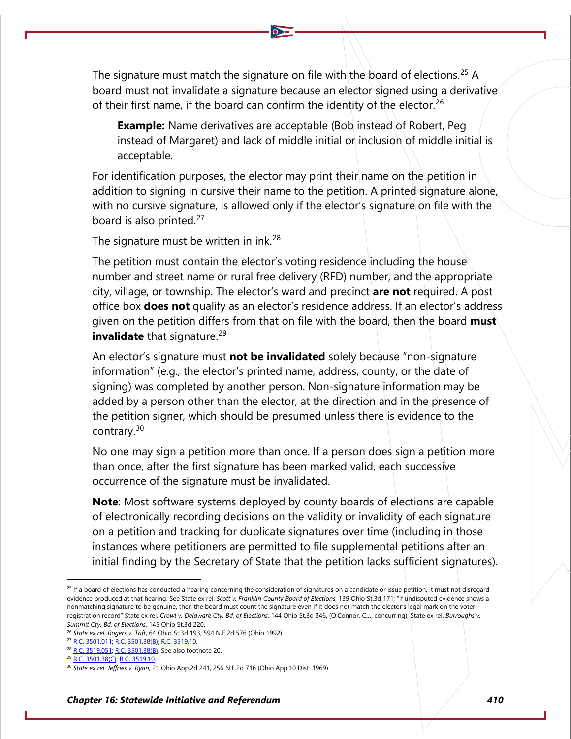The signature must match the signature on file with the board of elections.[25] A board must not invalidate a signature because an elector signed using a derivative of their first name, if the board can confirm the identity of the elector.[26]

> **Example:** Name derivatives are acceptable (Bob instead of Robert, Peg instead of Margaret) and lack of middle initial or inclusion of middle initial is acceptable.

For identification purposes, the elector may print their name on the petition in addition to signing in cursive their name to the petition. A printed signature alone, with no cursive signature, is allowed only if the elector's signature on file with the board is also printed.[27]

The signature must be written in ink.[28]

The petition must contain the elector's voting residence including the house number and street name or rural free delivery (RFD) number, and the appropriate city, village, or township. The elector's ward and precinct **are not** required. A post office box **does not** qualify as an elector's residence address. If an elector's address given on the petition differs from that on file with the board, then the board **must invalidate** that signature.[29]

An elector's signature must **not be invalidated** solely because "non-signature information" (e.g., the elector's printed name, address, county, or the date of signing) was completed by another person. Non-signature information may be added by a person other than the elector, at the direction and in the presence of the petition signer, which should be presumed unless there is evidence to the contrary.[30]

No one may sign a petition more than once. If a person does sign a petition more than once, after the first signature has been marked valid, each successive occurrence of the signature must be invalidated.

**Note**: Most software systems deployed by county boards of elections are capable of electronically recording decisions on the validity or invalidity of each signature on a petition and tracking for duplicate signatures over time (including in those instances where petitioners are permitted to file supplemental petitions after an initial finding by the Secretary of State that the petition lacks sufficient signatures).

---

[25] If a board of elections has conducted a hearing concerning the consideration of signatures on a candidate or issue petition, it must not disregard evidence produced at that hearing. See State ex rel. *Scott v. Franklin County Board of Elections*, 139 Ohio St.3d 171; "if undisputed evidence shows a nonmatching signature to be genuine, then the board must count the signature even if it does not match the elector's legal mark on the voter-registration record" State ex rel. *Crowl v. Delaware Cty. Bd. of Elections*, 144 Ohio St.3d 346, (O'Connor, C.J., concurring); State ex rel. *Burroughs v. Summit Cty. Bd. of Elections*, 145 Ohio St.3d 220.

[26] *State ex rel. Rogers v. Taft*, 64 Ohio St.3d 193, 594 N.E.2d 576 (Ohio 1992).

[27] R.C. 3501.011; R.C. 3501.38(B); R.C. 3519.10.

[28] R.C. 3519.051; R.C. 3501.38(B). See also footnote 20.

[29] R.C. 3501.38(C); R.C. 3519.10.

[30] *State ex rel. Jeffries v. Ryan*, 21 Ohio App.2d 241, 256 N.E.2d 716 (Ohio App.10 Dist. 1969).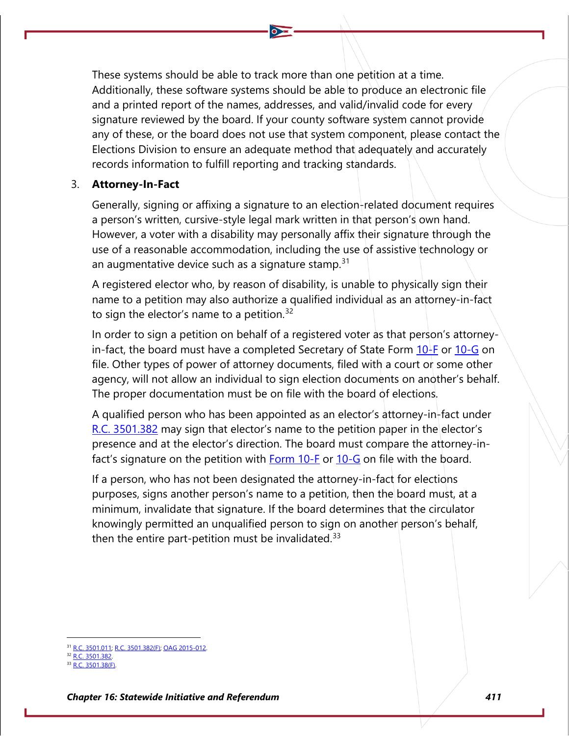These systems should be able to track more than one petition at a time. Additionally, these software systems should be able to produce an electronic file and a printed report of the names, addresses, and valid/invalid code for every signature reviewed by the board. If your county software system cannot provide any of these, or the board does not use that system component, please contact the Elections Division to ensure an adequate method that adequately and accurately records information to fulfill reporting and tracking standards.

3. **Attorney-In-Fact**

Generally, signing or affixing a signature to an election-related document requires a person's written, cursive-style legal mark written in that person's own hand. However, a voter with a disability may personally affix their signature through the use of a reasonable accommodation, including the use of assistive technology or an augmentative device such as a signature stamp.[31]

A registered elector who, by reason of disability, is unable to physically sign their name to a petition may also authorize a qualified individual as an attorney-in-fact to sign the elector's name to a petition.[32]

In order to sign a petition on behalf of a registered voter as that person's attorney-in-fact, the board must have a completed Secretary of State Form 10-F or 10-G on file. Other types of power of attorney documents, filed with a court or some other agency, will not allow an individual to sign election documents on another's behalf. The proper documentation must be on file with the board of elections.

A qualified person who has been appointed as an elector's attorney-in-fact under R.C. 3501.382 may sign that elector's name to the petition paper in the elector's presence and at the elector's direction. The board must compare the attorney-in-fact's signature on the petition with Form 10-F or 10-G on file with the board.

If a person, who has not been designated the attorney-in-fact for elections purposes, signs another person's name to a petition, then the board must, at a minimum, invalidate that signature. If the board determines that the circulator knowingly permitted an unqualified person to sign on another person's behalf, then the entire part-petition must be invalidated.[33]

---

[31] R.C. 3501.011; R.C. 3501.382(F); OAG 2015-012.
[32] R.C. 3501.382.
[33] R.C. 3501.38(F).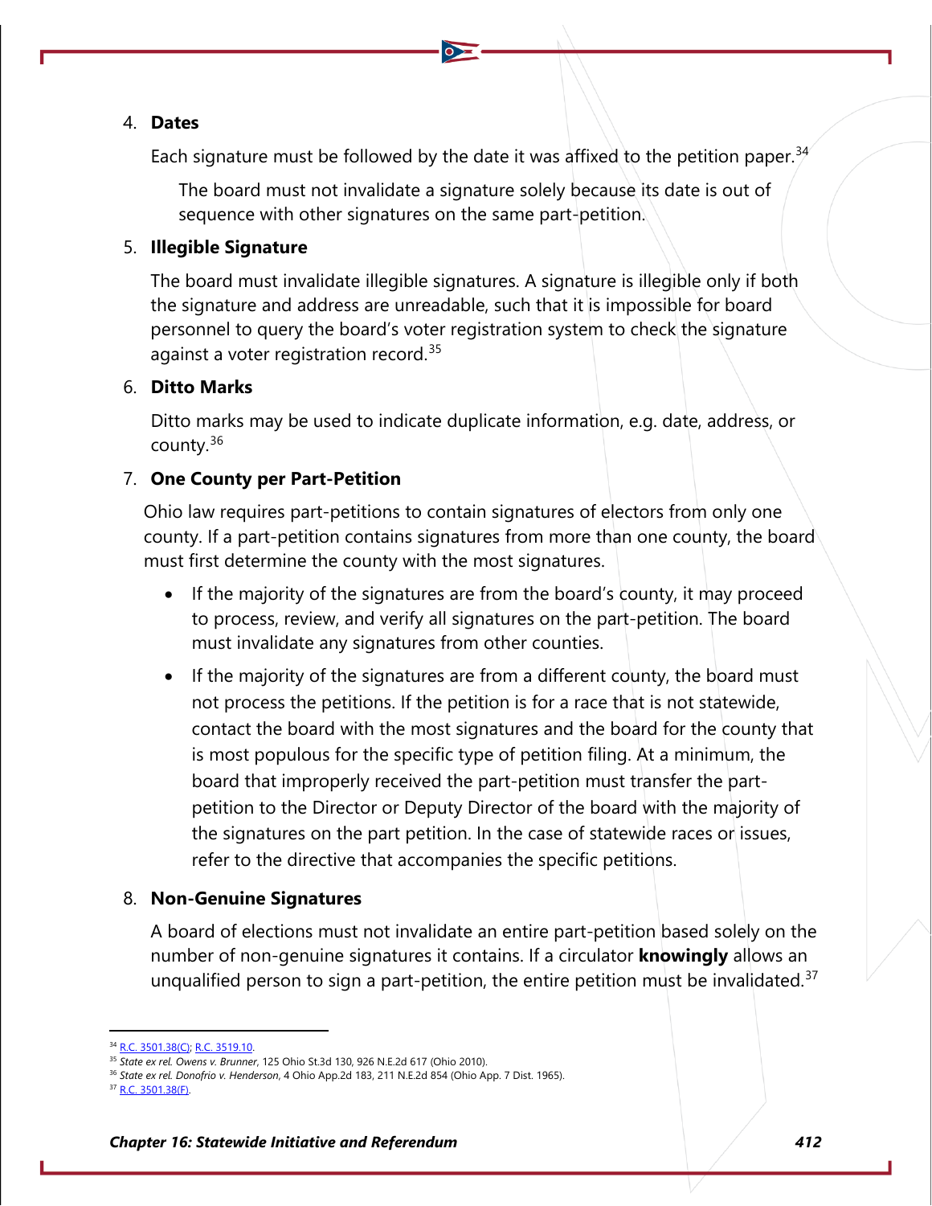4. **Dates**

   Each signature must be followed by the date it was affixed to the petition paper.[34]

   The board must not invalidate a signature solely because its date is out of sequence with other signatures on the same part-petition.

5. **Illegible Signature**

   The board must invalidate illegible signatures. A signature is illegible only if both the signature and address are unreadable, such that it is impossible for board personnel to query the board's voter registration system to check the signature against a voter registration record.[35]

6. **Ditto Marks**

   Ditto marks may be used to indicate duplicate information, e.g. date, address, or county.[36]

7. **One County per Part-Petition**

   Ohio law requires part-petitions to contain signatures of electors from only one county. If a part-petition contains signatures from more than one county, the board must first determine the county with the most signatures.

   - If the majority of the signatures are from the board's county, it may proceed to process, review, and verify all signatures on the part-petition. The board must invalidate any signatures from other counties.
   - If the majority of the signatures are from a different county, the board must not process the petitions. If the petition is for a race that is not statewide, contact the board with the most signatures and the board for the county that is most populous for the specific type of petition filing. At a minimum, the board that improperly received the part-petition must transfer the part-petition to the Director or Deputy Director of the board with the majority of the signatures on the part petition. In the case of statewide races or issues, refer to the directive that accompanies the specific petitions.

8. **Non-Genuine Signatures**

   A board of elections must not invalidate an entire part-petition based solely on the number of non-genuine signatures it contains. If a circulator **knowingly** allows an unqualified person to sign a part-petition, the entire petition must be invalidated.[37]

---

[34] R.C. 3501.38(C); R.C. 3519.10.
[35] *State ex rel. Owens v. Brunner*, 125 Ohio St.3d 130, 926 N.E.2d 617 (Ohio 2010).
[36] *State ex rel. Donofrio v. Henderson*, 4 Ohio App.2d 183, 211 N.E.2d 854 (Ohio App. 7 Dist. 1965).
[37] R.C. 3501.38(F).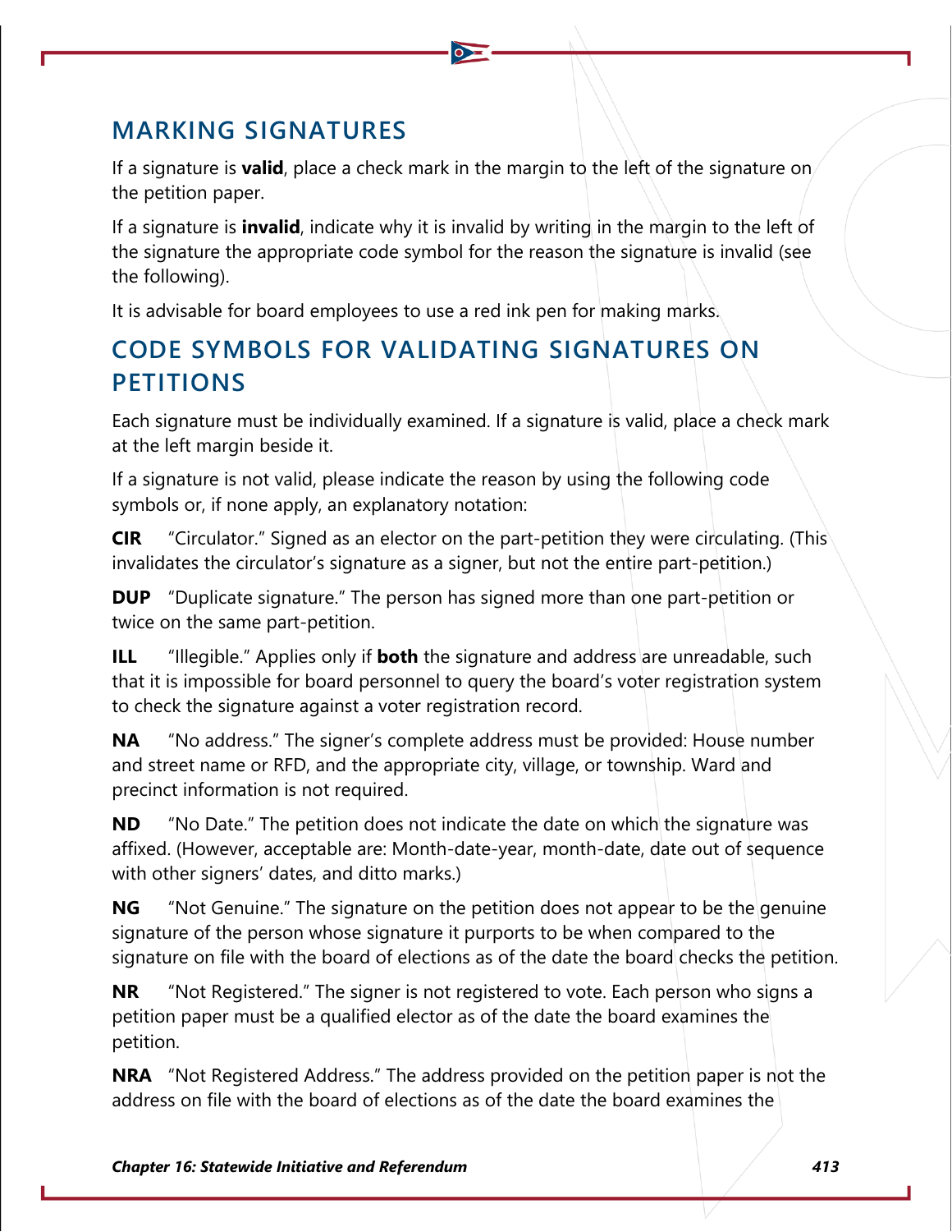## MARKING SIGNATURES

If a signature is **valid**, place a check mark in the margin to the left of the signature on the petition paper.

If a signature is **invalid**, indicate why it is invalid by writing in the margin to the left of the signature the appropriate code symbol for the reason the signature is invalid (see the following).

It is advisable for board employees to use a red ink pen for making marks.

## CODE SYMBOLS FOR VALIDATING SIGNATURES ON PETITIONS

Each signature must be individually examined. If a signature is valid, place a check mark at the left margin beside it.

If a signature is not valid, please indicate the reason by using the following code symbols or, if none apply, an explanatory notation:

**CIR** "Circulator." Signed as an elector on the part-petition they were circulating. (This invalidates the circulator's signature as a signer, but not the entire part-petition.)

**DUP** "Duplicate signature." The person has signed more than one part-petition or twice on the same part-petition.

**ILL** "Illegible." Applies only if **both** the signature and address are unreadable, such that it is impossible for board personnel to query the board's voter registration system to check the signature against a voter registration record.

**NA** "No address." The signer's complete address must be provided: House number and street name or RFD, and the appropriate city, village, or township. Ward and precinct information is not required.

**ND** "No Date." The petition does not indicate the date on which the signature was affixed. (However, acceptable are: Month-date-year, month-date, date out of sequence with other signers' dates, and ditto marks.)

**NG** "Not Genuine." The signature on the petition does not appear to be the genuine signature of the person whose signature it purports to be when compared to the signature on file with the board of elections as of the date the board checks the petition.

**NR** "Not Registered." The signer is not registered to vote. Each person who signs a petition paper must be a qualified elector as of the date the board examines the petition.

**NRA** "Not Registered Address." The address provided on the petition paper is not the address on file with the board of elections as of the date the board examines the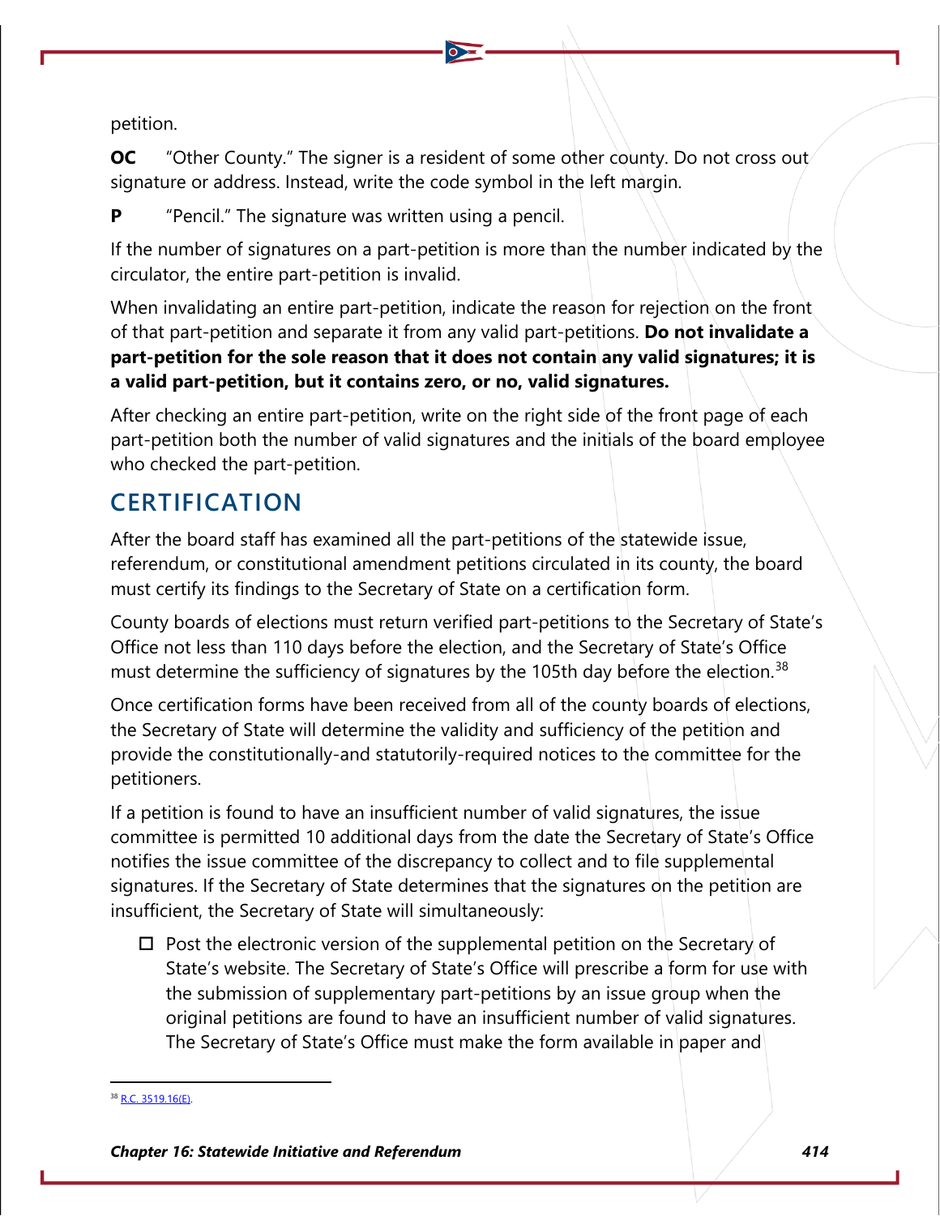petition.

**OC** "Other County." The signer is a resident of some other county. Do not cross out signature or address. Instead, write the code symbol in the left margin.

**P** "Pencil." The signature was written using a pencil.

If the number of signatures on a part-petition is more than the number indicated by the circulator, the entire part-petition is invalid.

When invalidating an entire part-petition, indicate the reason for rejection on the front of that part-petition and separate it from any valid part-petitions. **Do not invalidate a part-petition for the sole reason that it does not contain any valid signatures; it is a valid part-petition, but it contains zero, or no, valid signatures.**

After checking an entire part-petition, write on the right side of the front page of each part-petition both the number of valid signatures and the initials of the board employee who checked the part-petition.

## CERTIFICATION

After the board staff has examined all the part-petitions of the statewide issue, referendum, or constitutional amendment petitions circulated in its county, the board must certify its findings to the Secretary of State on a certification form.

County boards of elections must return verified part-petitions to the Secretary of State's Office not less than 110 days before the election, and the Secretary of State's Office must determine the sufficiency of signatures by the 105th day before the election.[38]

Once certification forms have been received from all of the county boards of elections, the Secretary of State will determine the validity and sufficiency of the petition and provide the constitutionally-and statutorily-required notices to the committee for the petitioners.

If a petition is found to have an insufficient number of valid signatures, the issue committee is permitted 10 additional days from the date the Secretary of State's Office notifies the issue committee of the discrepancy to collect and to file supplemental signatures. If the Secretary of State determines that the signatures on the petition are insufficient, the Secretary of State will simultaneously:

- Post the electronic version of the supplemental petition on the Secretary of State's website. The Secretary of State's Office will prescribe a form for use with the submission of supplementary part-petitions by an issue group when the original petitions are found to have an insufficient number of valid signatures. The Secretary of State's Office must make the form available in paper and

[38] R.C. 3519.16(E).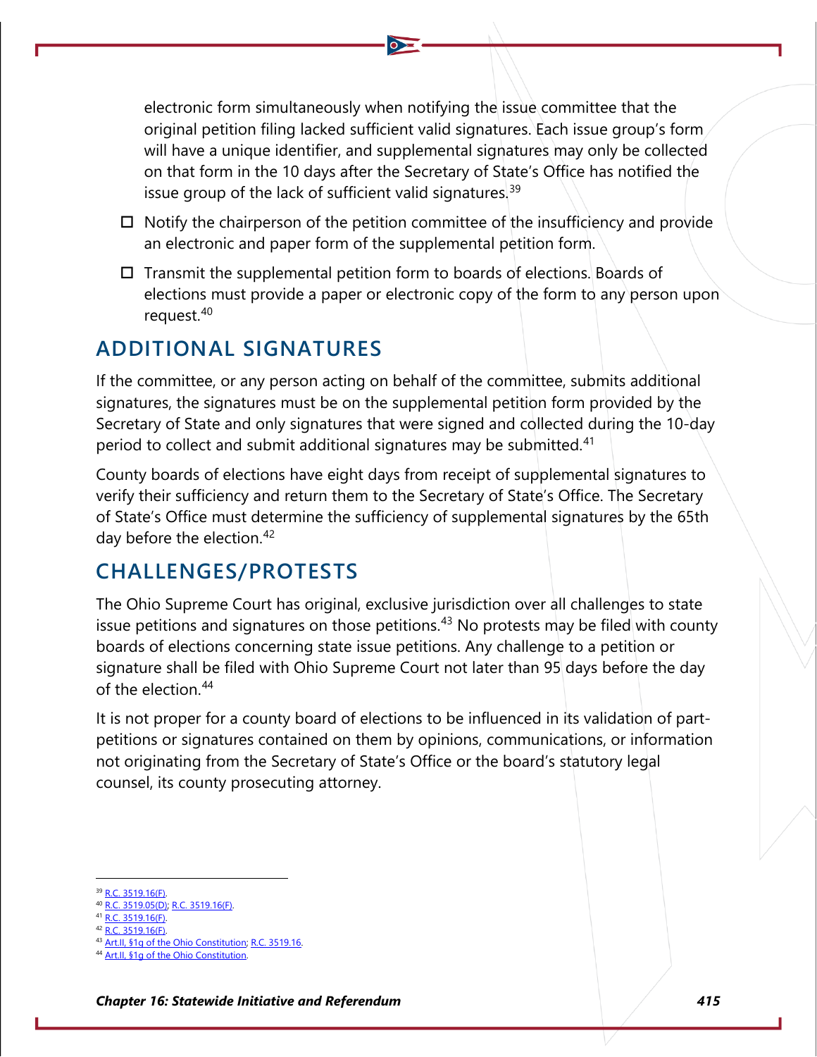electronic form simultaneously when notifying the issue committee that the original petition filing lacked sufficient valid signatures. Each issue group's form will have a unique identifier, and supplemental signatures may only be collected on that form in the 10 days after the Secretary of State's Office has notified the issue group of the lack of sufficient valid signatures.[39]

- ☐ Notify the chairperson of the petition committee of the insufficiency and provide an electronic and paper form of the supplemental petition form.
- ☐ Transmit the supplemental petition form to boards of elections. Boards of elections must provide a paper or electronic copy of the form to any person upon request.[40]

## ADDITIONAL SIGNATURES

If the committee, or any person acting on behalf of the committee, submits additional signatures, the signatures must be on the supplemental petition form provided by the Secretary of State and only signatures that were signed and collected during the 10-day period to collect and submit additional signatures may be submitted.[41]

County boards of elections have eight days from receipt of supplemental signatures to verify their sufficiency and return them to the Secretary of State's Office. The Secretary of State's Office must determine the sufficiency of supplemental signatures by the 65th day before the election.[42]

## CHALLENGES/PROTESTS

The Ohio Supreme Court has original, exclusive jurisdiction over all challenges to state issue petitions and signatures on those petitions.[43] No protests may be filed with county boards of elections concerning state issue petitions. Any challenge to a petition or signature shall be filed with Ohio Supreme Court not later than 95 days before the day of the election.[44]

It is not proper for a county board of elections to be influenced in its validation of part-petitions or signatures contained on them by opinions, communications, or information not originating from the Secretary of State's Office or the board's statutory legal counsel, its county prosecuting attorney.

---

[39] R.C. 3519.16(F).
[40] R.C. 3519.05(D); R.C. 3519.16(F).
[41] R.C. 3519.16(F).
[42] R.C. 3519.16(F).
[43] Art.II, §1g of the Ohio Constitution; R.C. 3519.16.
[44] Art.II, §1g of the Ohio Constitution.